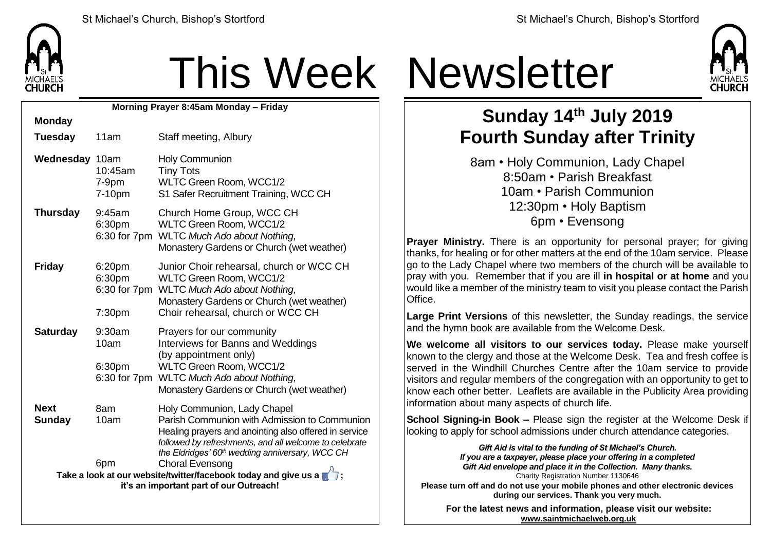# This Week Newsletter

**Morning Prayer 8:45am Monday – Friday**

| Day | Time | Event |
|---|---|---|
| **Monday** | | |
| **Tuesday** | 11am | Staff meeting, Albury |
| **Wednesday** | 10am | Holy Communion |
| | 10:45am | Tiny Tots |
| | 7-9pm | WLTC Green Room, WCC1/2 |
| | 7-10pm | S1 Safer Recruitment Training, WCC CH |
| **Thursday** | 9:45am | Church Home Group, WCC CH |
| | 6:30pm | WLTC Green Room, WCC1/2 |
| | 6:30 for 7pm | WLTC *Much Ado about Nothing*, Monastery Gardens or Church (wet weather) |
| **Friday** | 6:20pm | Junior Choir rehearsal, church or WCC CH |
| | 6:30pm | WLTC Green Room, WCC1/2 |
| | 6:30 for 7pm | WLTC *Much Ado about Nothing*, Monastery Gardens or Church (wet weather) |
| | 7:30pm | Choir rehearsal, church or WCC CH |
| **Saturday** | 9:30am | Prayers for our community |
| | 10am | Interviews for Banns and Weddings (by appointment only) |
| | 6:30pm | WLTC Green Room, WCC1/2 |
| | 6:30 for 7pm | WLTC *Much Ado about Nothing*, Monastery Gardens or Church (wet weather) |
| **Next Sunday** | 8am | Holy Communion, Lady Chapel |
| | 10am | Parish Communion with Admission to Communion. Healing prayers and anointing also offered in service *followed by refreshments, and all welcome to celebrate the Eldridges' 60th wedding anniversary, WCC CH* |
| | 6pm | Choral Evensong |

**Take a look at our website/twitter/facebook today and give us a 👍; it's an important part of our Outreach!**

## Sunday 14th July 2019
## Fourth Sunday after Trinity

8am • Holy Communion, Lady Chapel
8:50am • Parish Breakfast
10am • Parish Communion
12:30pm • Holy Baptism
6pm • Evensong

**Prayer Ministry.** There is an opportunity for personal prayer; for giving thanks, for healing or for other matters at the end of the 10am service. Please go to the Lady Chapel where two members of the church will be available to pray with you. Remember that if you are ill **in hospital or at home** and you would like a member of the ministry team to visit you please contact the Parish Office.

**Large Print Versions** of this newsletter, the Sunday readings, the service and the hymn book are available from the Welcome Desk.

**We welcome all visitors to our services today.** Please make yourself known to the clergy and those at the Welcome Desk. Tea and fresh coffee is served in the Windhill Churches Centre after the 10am service to provide visitors and regular members of the congregation with an opportunity to get to know each other better. Leaflets are available in the Publicity Area providing information about many aspects of church life.

**School Signing-in Book –** Please sign the register at the Welcome Desk if looking to apply for school admissions under church attendance categories.

***Gift Aid is vital to the funding of St Michael's Church. If you are a taxpayer, please place your offering in a completed Gift Aid envelope and place it in the Collection. Many thanks.***
Charity Registration Number 1130646

**Please turn off and do not use your mobile phones and other electronic devices during our services. Thank you very much.**

**For the latest news and information, please visit our website: www.saintmichaelweb.org.uk**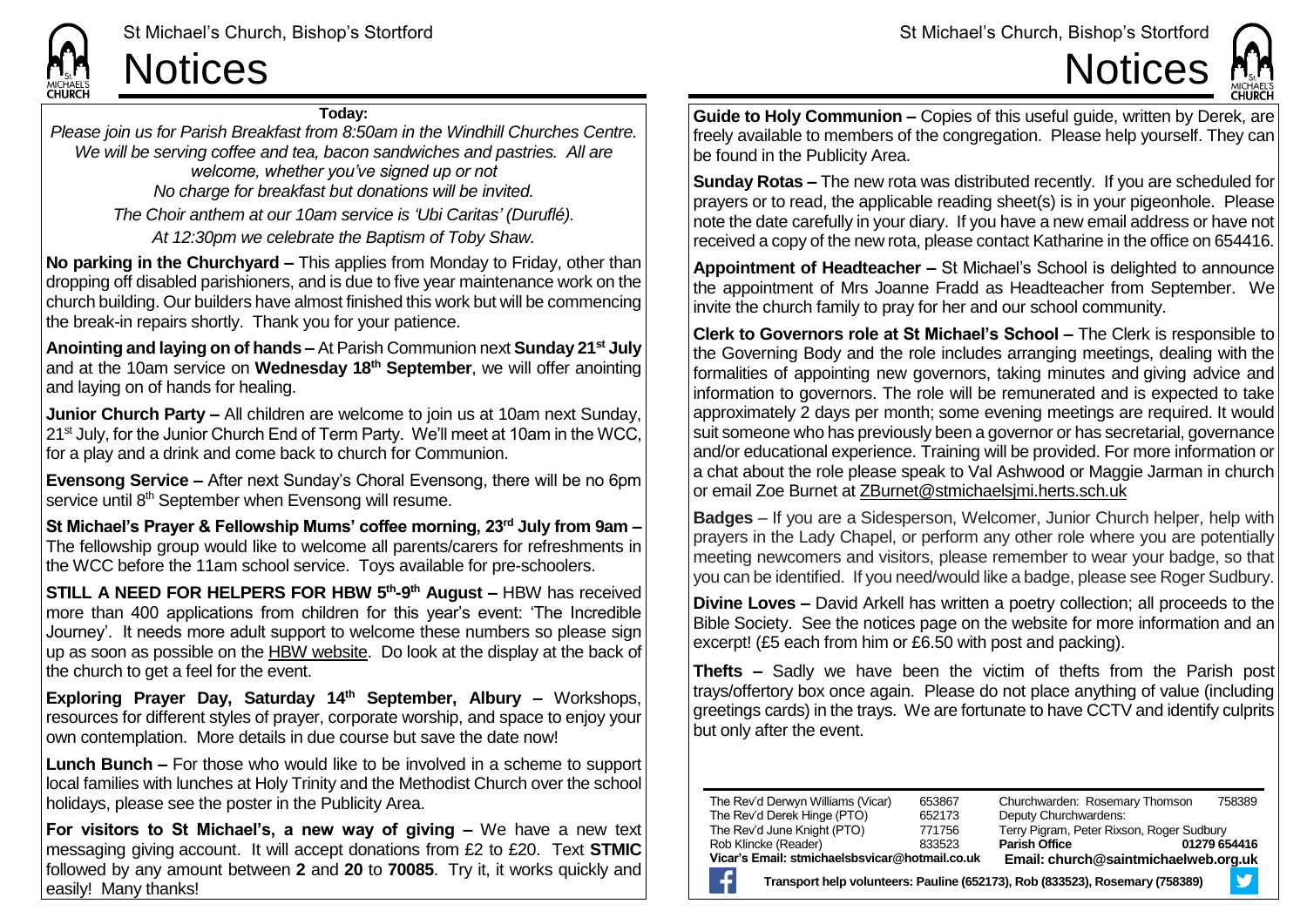# Notices

**Today:**

*Please join us for Parish Breakfast from 8:50am in the Windhill Churches Centre. We will be serving coffee and tea, bacon sandwiches and pastries. All are welcome, whether you've signed up or not*

*No charge for breakfast but donations will be invited.*

*The Choir anthem at our 10am service is 'Ubi Caritas' (Duruflé).*

*At 12:30pm we celebrate the Baptism of Toby Shaw.*

**No parking in the Churchyard –** This applies from Monday to Friday, other than dropping off disabled parishioners, and is due to five year maintenance work on the church building. Our builders have almost finished this work but will be commencing the break-in repairs shortly. Thank you for your patience.

**Anointing and laying on of hands –** At Parish Communion next **Sunday 21st July** and at the 10am service on **Wednesday 18th September**, we will offer anointing and laying on of hands for healing.

**Junior Church Party –** All children are welcome to join us at 10am next Sunday, 21st July, for the Junior Church End of Term Party. We'll meet at 10am in the WCC, for a play and a drink and come back to church for Communion.

**Evensong Service –** After next Sunday's Choral Evensong, there will be no 6pm service until 8th September when Evensong will resume.

**St Michael's Prayer & Fellowship Mums' coffee morning, 23rd July from 9am –** The fellowship group would like to welcome all parents/carers for refreshments in the WCC before the 11am school service. Toys available for pre-schoolers.

**STILL A NEED FOR HELPERS FOR HBW 5th-9th August –** HBW has received more than 400 applications from children for this year's event: 'The Incredible Journey'. It needs more adult support to welcome these numbers so please sign up as soon as possible on the HBW website. Do look at the display at the back of the church to get a feel for the event.

**Exploring Prayer Day, Saturday 14th September, Albury –** Workshops, resources for different styles of prayer, corporate worship, and space to enjoy your own contemplation. More details in due course but save the date now!

**Lunch Bunch –** For those who would like to be involved in a scheme to support local families with lunches at Holy Trinity and the Methodist Church over the school holidays, please see the poster in the Publicity Area.

**For visitors to St Michael's, a new way of giving –** We have a new text messaging giving account. It will accept donations from £2 to £20. Text **STMIC** followed by any amount between **2** and **20** to **70085**. Try it, it works quickly and easily! Many thanks!

**Guide to Holy Communion –** Copies of this useful guide, written by Derek, are freely available to members of the congregation. Please help yourself. They can be found in the Publicity Area.

**Sunday Rotas –** The new rota was distributed recently. If you are scheduled for prayers or to read, the applicable reading sheet(s) is in your pigeonhole. Please note the date carefully in your diary. If you have a new email address or have not received a copy of the new rota, please contact Katharine in the office on 654416.

**Appointment of Headteacher –** St Michael's School is delighted to announce the appointment of Mrs Joanne Fradd as Headteacher from September. We invite the church family to pray for her and our school community.

**Clerk to Governors role at St Michael's School –** The Clerk is responsible to the Governing Body and the role includes arranging meetings, dealing with the formalities of appointing new governors, taking minutes and giving advice and information to governors. The role will be remunerated and is expected to take approximately 2 days per month; some evening meetings are required. It would suit someone who has previously been a governor or has secretarial, governance and/or educational experience. Training will be provided. For more information or a chat about the role please speak to Val Ashwood or Maggie Jarman in church or email Zoe Burnet at ZBurnet@stmichaelsjmi.herts.sch.uk

**Badges** – If you are a Sidesperson, Welcomer, Junior Church helper, help with prayers in the Lady Chapel, or perform any other role where you are potentially meeting newcomers and visitors, please remember to wear your badge, so that you can be identified. If you need/would like a badge, please see Roger Sudbury.

**Divine Loves –** David Arkell has written a poetry collection; all proceeds to the Bible Society. See the notices page on the website for more information and an excerpt! (£5 each from him or £6.50 with post and packing).

**Thefts –** Sadly we have been the victim of thefts from the Parish post trays/offertory box once again. Please do not place anything of value (including greetings cards) in the trays. We are fortunate to have CCTV and identify culprits but only after the event.

| | | | |
|---|---|---|---|
| The Rev'd Derwyn Williams (Vicar) | 653867 | Churchwarden: Rosemary Thomson | 758389 |
| The Rev'd Derek Hinge (PTO) | 652173 | Deputy Churchwardens: | |
| The Rev'd June Knight (PTO) | 771756 | Terry Pigram, Peter Rixson, Roger Sudbury | |
| Rob Klincke (Reader) | 833523 | **Parish Office** | **01279 654416** |
| **Vicar's Email: stmichaelsbsvicar@hotmail.co.uk** | | **Email: church@saintmichaelweb.org.uk** | |

**Transport help volunteers: Pauline (652173), Rob (833523), Rosemary (758389)**